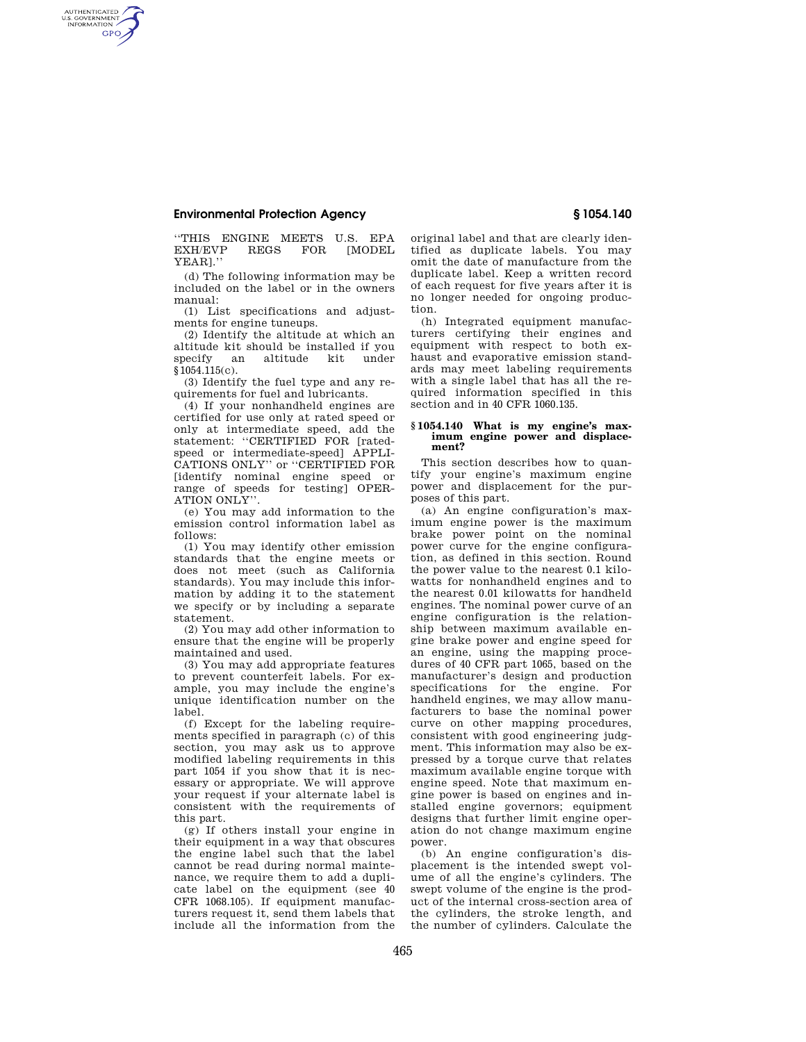"THIS ENGINE MEETS U.S. EPA EXH/EVP REGS FOR [MODEL YEAR]."

(d) The following information may be included on the label or in the owners manual:

(1) List specifications and adjustments for engine tuneups.

(2) Identify the altitude at which an altitude kit should be installed if you specify an altitude kit under §1054.115(c).

(3) Identify the fuel type and any requirements for fuel and lubricants.

(4) If your nonhandheld engines are certified for use only at rated speed or only at intermediate speed, add the statement: "CERTIFIED FOR [rated-speed or intermediate-speed] APPLICATIONS ONLY" or "CERTIFIED FOR [identify nominal engine speed or range of speeds for testing] OPERATION ONLY".

(e) You may add information to the emission control information label as follows:

(1) You may identify other emission standards that the engine meets or does not meet (such as California standards). You may include this information by adding it to the statement we specify or by including a separate statement.

(2) You may add other information to ensure that the engine will be properly maintained and used.

(3) You may add appropriate features to prevent counterfeit labels. For example, you may include the engine's unique identification number on the label.

(f) Except for the labeling requirements specified in paragraph (c) of this section, you may ask us to approve modified labeling requirements in this part 1054 if you show that it is necessary or appropriate. We will approve your request if your alternate label is consistent with the requirements of this part.

(g) If others install your engine in their equipment in a way that obscures the engine label such that the label cannot be read during normal maintenance, we require them to add a duplicate label on the equipment (see 40 CFR 1068.105). If equipment manufacturers request it, send them labels that include all the information from the original label and that are clearly identified as duplicate labels. You may omit the date of manufacture from the duplicate label. Keep a written record of each request for five years after it is no longer needed for ongoing production.

(h) Integrated equipment manufacturers certifying their engines and equipment with respect to both exhaust and evaporative emission standards may meet labeling requirements with a single label that has all the required information specified in this section and in 40 CFR 1060.135.

### § 1054.140 What is my engine's maximum engine power and displacement?

This section describes how to quantify your engine's maximum engine power and displacement for the purposes of this part.

(a) An engine configuration's maximum engine power is the maximum brake power point on the nominal power curve for the engine configuration, as defined in this section. Round the power value to the nearest 0.1 kilowatts for nonhandheld engines and to the nearest 0.01 kilowatts for handheld engines. The nominal power curve of an engine configuration is the relationship between maximum available engine brake power and engine speed for an engine, using the mapping procedures of 40 CFR part 1065, based on the manufacturer's design and production specifications for the engine. For handheld engines, we may allow manufacturers to base the nominal power curve on other mapping procedures, consistent with good engineering judgment. This information may also be expressed by a torque curve that relates maximum available engine torque with engine speed. Note that maximum engine power is based on engines and installed engine governors; equipment designs that further limit engine operation do not change maximum engine power.

(b) An engine configuration's displacement is the intended swept volume of all the engine's cylinders. The swept volume of the engine is the product of the internal cross-section area of the cylinders, the stroke length, and the number of cylinders. Calculate the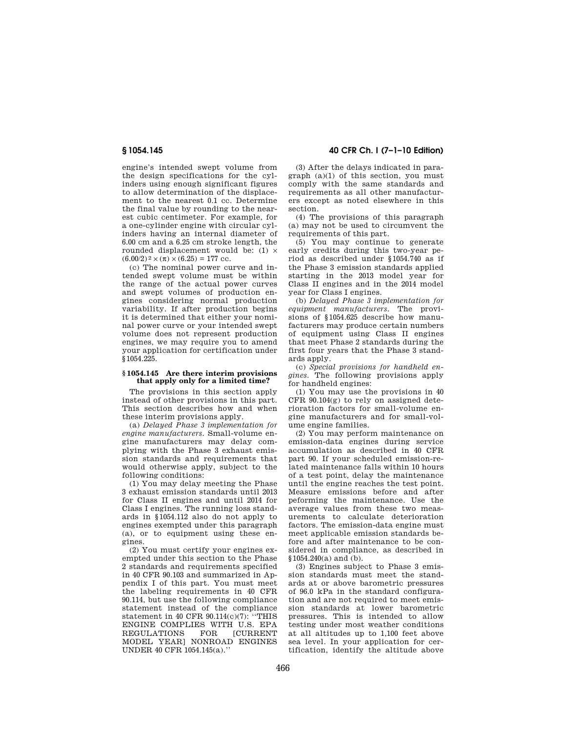engine's intended swept volume from the design specifications for the cylinders using enough significant figures to allow determination of the displacement to the nearest 0.1 cc. Determine the final value by rounding to the nearest cubic centimeter. For example, for a one-cylinder engine with circular cylinders having an internal diameter of 6.00 cm and a 6.25 cm stroke length, the rounded displacement would be: $(1) \times (6.00/2)^2 \times (\pi) \times (6.25) = 177$ cc.

(c) The nominal power curve and intended swept volume must be within the range of the actual power curves and swept volumes of production engines considering normal production variability. If after production begins it is determined that either your nominal power curve or your intended swept volume does not represent production engines, we may require you to amend your application for certification under §1054.225.

### §1054.145 Are there interim provisions that apply only for a limited time?

The provisions in this section apply instead of other provisions in this part. This section describes how and when these interim provisions apply.

(a) *Delayed Phase 3 implementation for engine manufacturers.* Small-volume engine manufacturers may delay complying with the Phase 3 exhaust emission standards and requirements that would otherwise apply, subject to the following conditions:

(1) You may delay meeting the Phase 3 exhaust emission standards until 2013 for Class II engines and until 2014 for Class I engines. The running loss standards in §1054.112 also do not apply to engines exempted under this paragraph (a), or to equipment using these engines.

(2) You must certify your engines exempted under this section to the Phase 2 standards and requirements specified in 40 CFR 90.103 and summarized in Appendix I of this part. You must meet the labeling requirements in 40 CFR 90.114, but use the following compliance statement instead of the compliance statement in 40 CFR 90.114(c)(7): ''THIS ENGINE COMPLIES WITH U.S. EPA REGULATIONS FOR [CURRENT MODEL YEAR] NONROAD ENGINES UNDER 40 CFR 1054.145(a).''

(3) After the delays indicated in paragraph (a)(1) of this section, you must comply with the same standards and requirements as all other manufacturers except as noted elsewhere in this section.

(4) The provisions of this paragraph (a) may not be used to circumvent the requirements of this part.

(5) You may continue to generate early credits during this two-year period as described under §1054.740 as if the Phase 3 emission standards applied starting in the 2013 model year for Class II engines and in the 2014 model year for Class I engines.

(b) *Delayed Phase 3 implementation for equipment manufacturers.* The provisions of §1054.625 describe how manufacturers may produce certain numbers of equipment using Class II engines that meet Phase 2 standards during the first four years that the Phase 3 standards apply.

(c) *Special provisions for handheld engines.* The following provisions apply for handheld engines:

(1) You may use the provisions in 40 CFR 90.104(g) to rely on assigned deterioration factors for small-volume engine manufacturers and for small-volume engine families.

(2) You may perform maintenance on emission-data engines during service accumulation as described in 40 CFR part 90. If your scheduled emission-related maintenance falls within 10 hours of a test point, delay the maintenance until the engine reaches the test point. Measure emissions before and after peforming the maintenance. Use the average values from these two measurements to calculate deterioration factors. The emission-data engine must meet applicable emission standards before and after maintenance to be considered in compliance, as described in §1054.240(a) and (b).

(3) Engines subject to Phase 3 emission standards must meet the standards at or above barometric pressures of 96.0 kPa in the standard configuration and are not required to meet emission standards at lower barometric pressures. This is intended to allow testing under most weather conditions at all altitudes up to 1,100 feet above sea level. In your application for certification, identify the altitude above